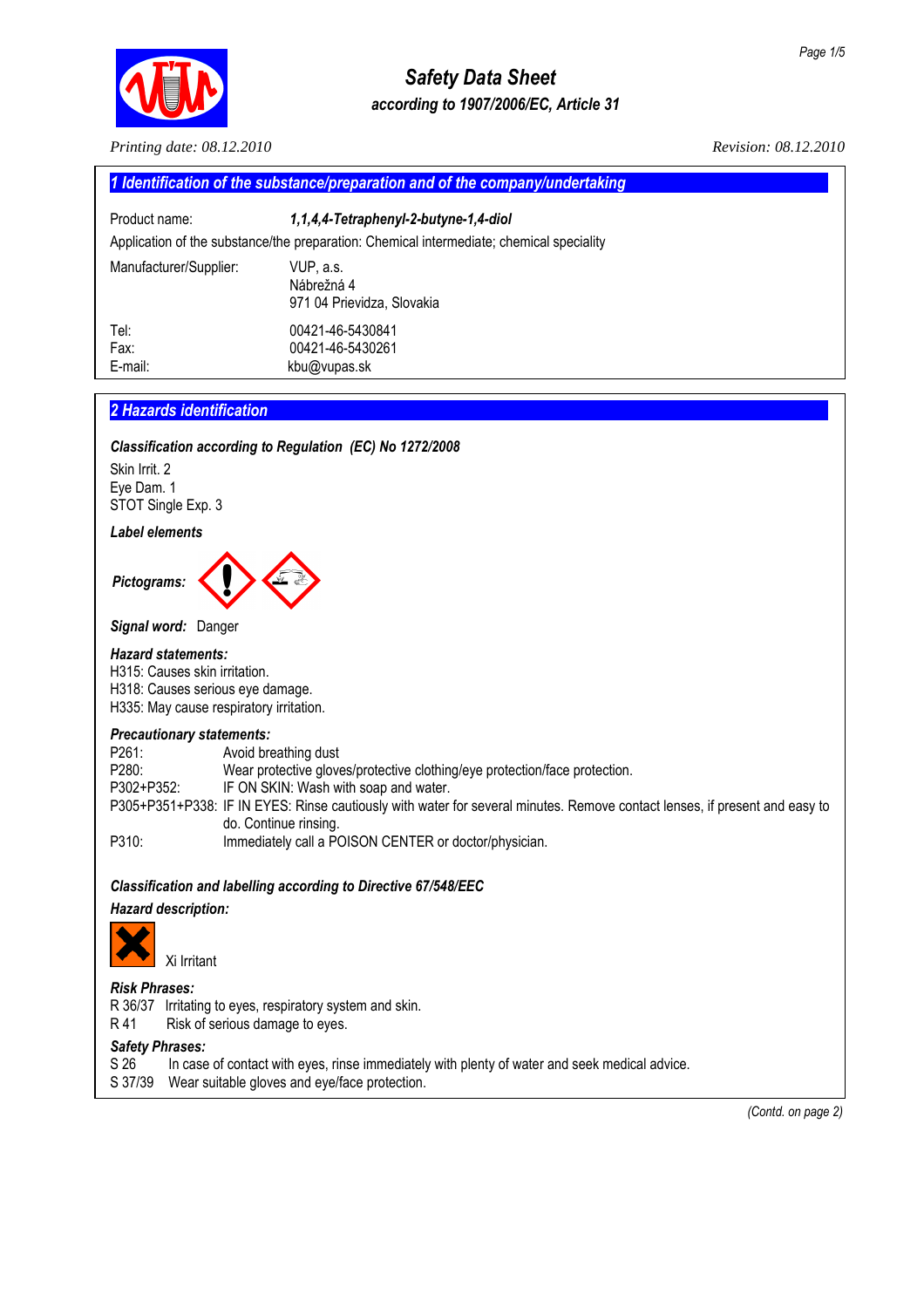# Safety Data Sheet

*according to 1907/2006/EC, Article 31*

*Printing date: 08.12.2010*  *Revision: 08.12.2010*

## 1 Identification of the substance/preparation and of the company/undertaking

Product name: ***1,1,4,4-Tetraphenyl-2-butyne-1,4-diol***

Application of the substance/the preparation: Chemical intermediate; chemical speciality

Manufacturer/Supplier: VUP, a.s.
Nábrežná 4
971 04 Prievidza, Slovakia

Tel: 00421-46-5430841
Fax: 00421-46-5430261
E-mail: kbu@vupas.sk

## 2 Hazards identification

***Classification according to Regulation (EC) No 1272/2008***

Skin Irrit. 2
Eye Dam. 1
STOT Single Exp. 3

***Label elements***

***Pictograms:***

***Signal word:*** Danger

***Hazard statements:***
H315: Causes skin irritation.
H318: Causes serious eye damage.
H335: May cause respiratory irritation.

***Precautionary statements:***

| | |
|---|---|
| P261: | Avoid breathing dust |
| P280: | Wear protective gloves/protective clothing/eye protection/face protection. |
| P302+P352: | IF ON SKIN: Wash with soap and water. |
| P305+P351+P338: | IF IN EYES: Rinse cautiously with water for several minutes. Remove contact lenses, if present and easy to do. Continue rinsing. |
| P310: | Immediately call a POISON CENTER or doctor/physician. |

***Classification and labelling according to Directive 67/548/EEC***

***Hazard description:***

Xi Irritant

***Risk Phrases:***
R 36/37 Irritating to eyes, respiratory system and skin.
R 41 Risk of serious damage to eyes.

***Safety Phrases:***
S 26 In case of contact with eyes, rinse immediately with plenty of water and seek medical advice.
S 37/39 Wear suitable gloves and eye/face protection.

*(Contd. on page 2)*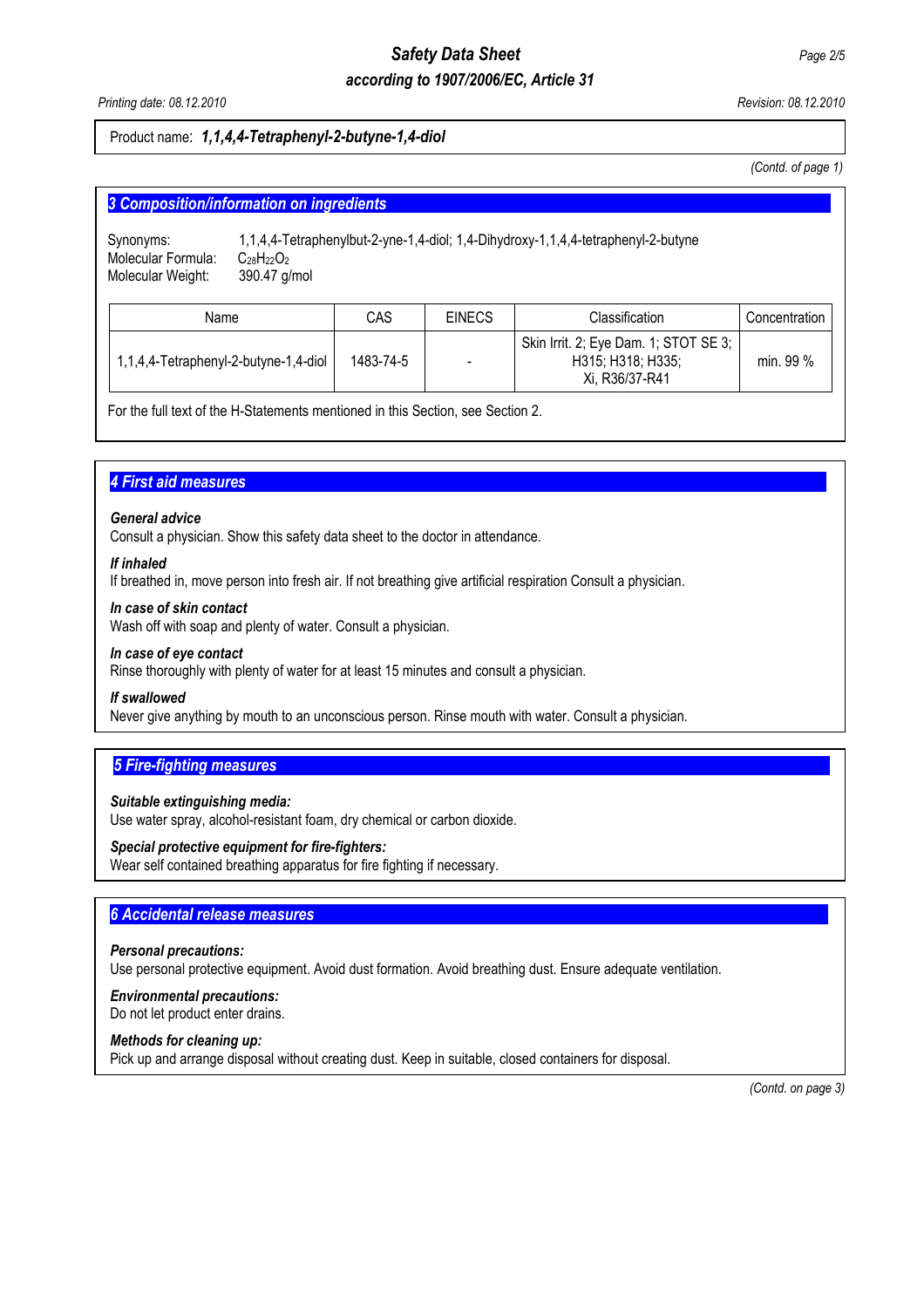Product name: ***1,1,4,4-Tetraphenyl-2-butyne-1,4-diol***

*(Contd. of page 1)*

## 3 Composition/information on ingredients

Synonyms: 1,1,4,4-Tetraphenylbut-2-yne-1,4-diol; 1,4-Dihydroxy-1,1,4,4-tetraphenyl-2-butyne
Molecular Formula: $C_{28}H_{22}O_2$
Molecular Weight: 390.47 g/mol

| Name | CAS | EINECS | Classification | Concentration |
|---|---|---|---|---|
| 1,1,4,4-Tetraphenyl-2-butyne-1,4-diol | 1483-74-5 | - | Skin Irrit. 2; Eye Dam. 1; STOT SE 3; H315; H318; H335; Xi, R36/37-R41 | min. 99 % |

For the full text of the H-Statements mentioned in this Section, see Section 2.

## 4 First aid measures

***General advice***
Consult a physician. Show this safety data sheet to the doctor in attendance.

***If inhaled***
If breathed in, move person into fresh air. If not breathing give artificial respiration Consult a physician.

***In case of skin contact***
Wash off with soap and plenty of water. Consult a physician.

***In case of eye contact***
Rinse thoroughly with plenty of water for at least 15 minutes and consult a physician.

***If swallowed***
Never give anything by mouth to an unconscious person. Rinse mouth with water. Consult a physician.

## 5 Fire-fighting measures

***Suitable extinguishing media:***
Use water spray, alcohol-resistant foam, dry chemical or carbon dioxide.

***Special protective equipment for fire-fighters:***
Wear self contained breathing apparatus for fire fighting if necessary.

## 6 Accidental release measures

***Personal precautions:***
Use personal protective equipment. Avoid dust formation. Avoid breathing dust. Ensure adequate ventilation.

***Environmental precautions:***
Do not let product enter drains.

***Methods for cleaning up:***
Pick up and arrange disposal without creating dust. Keep in suitable, closed containers for disposal.

*(Contd. on page 3)*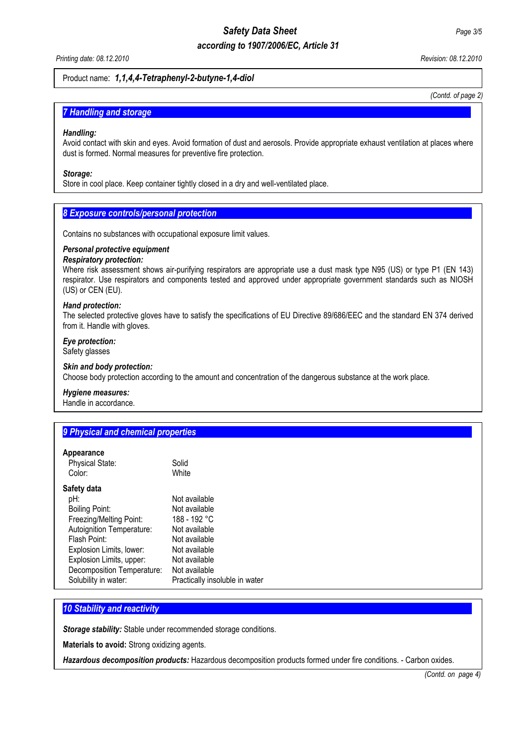Product name: ***1,1,4,4-Tetraphenyl-2-butyne-1,4-diol***

*(Contd. of page 2)*

## *7 Handling and storage*

***Handling:***
Avoid contact with skin and eyes. Avoid formation of dust and aerosols. Provide appropriate exhaust ventilation at places where dust is formed. Normal measures for preventive fire protection.

***Storage:***
Store in cool place. Keep container tightly closed in a dry and well-ventilated place.

## *8 Exposure controls/personal protection*

Contains no substances with occupational exposure limit values.

***Personal protective equipment***
***Respiratory protection:***
Where risk assessment shows air-purifying respirators are appropriate use a dust mask type N95 (US) or type P1 (EN 143) respirator. Use respirators and components tested and approved under appropriate government standards such as NIOSH (US) or CEN (EU).

***Hand protection:***
The selected protective gloves have to satisfy the specifications of EU Directive 89/686/EEC and the standard EN 374 derived from it. Handle with gloves.

***Eye protection:***
Safety glasses

***Skin and body protection:***
Choose body protection according to the amount and concentration of the dangerous substance at the work place.

***Hygiene measures:***
Handle in accordance.

## *9 Physical and chemical properties*

**Appearance**

| | |
|---|---|
| Physical State: | Solid |
| Color: | White |

**Safety data**

| | |
|---|---|
| pH: | Not available |
| Boiling Point: | Not available |
| Freezing/Melting Point: | 188 - 192 °C |
| Autoignition Temperature: | Not available |
| Flash Point: | Not available |
| Explosion Limits, lower: | Not available |
| Explosion Limits, upper: | Not available |
| Decomposition Temperature: | Not available |
| Solubility in water: | Practically insoluble in water |

## *10 Stability and reactivity*

***Storage stability:*** Stable under recommended storage conditions.

**Materials to avoid:** Strong oxidizing agents.

***Hazardous decomposition products:*** Hazardous decomposition products formed under fire conditions. - Carbon oxides.

*(Contd. on page 4)*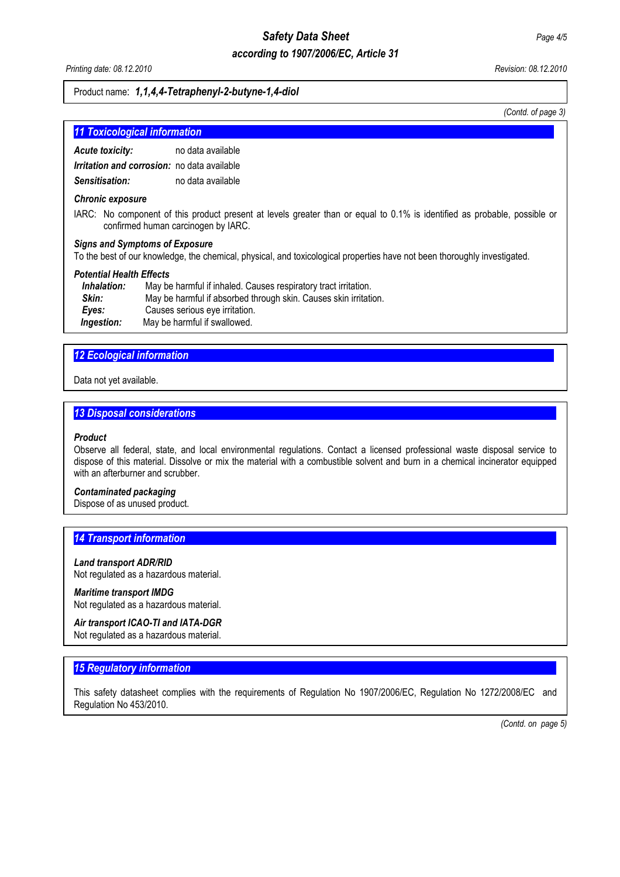**Product name:** ***1,1,4,4-Tetraphenyl-2-butyne-1,4-diol***

*(Contd. of page 3)*

## 11 Toxicological information

***Acute toxicity:*** no data available

***Irritation and corrosion:*** no data available

***Sensitisation:*** no data available

***Chronic exposure***

IARC: No component of this product present at levels greater than or equal to 0.1% is identified as probable, possible or confirmed human carcinogen by IARC.

***Signs and Symptoms of Exposure***

To the best of our knowledge, the chemical, physical, and toxicological properties have not been thoroughly investigated.

***Potential Health Effects***

- ***Inhalation:*** May be harmful if inhaled. Causes respiratory tract irritation.
- ***Skin:*** May be harmful if absorbed through skin. Causes skin irritation.
- ***Eyes:*** Causes serious eye irritation.
- ***Ingestion:*** May be harmful if swallowed.

## 12 Ecological information

Data not yet available.

## 13 Disposal considerations

***Product***

Observe all federal, state, and local environmental regulations. Contact a licensed professional waste disposal service to dispose of this material. Dissolve or mix the material with a combustible solvent and burn in a chemical incinerator equipped with an afterburner and scrubber.

***Contaminated packaging***

Dispose of as unused product.

## 14 Transport information

***Land transport ADR/RID***

Not regulated as a hazardous material.

***Maritime transport IMDG***

Not regulated as a hazardous material.

***Air transport ICAO-TI and IATA-DGR***

Not regulated as a hazardous material.

## 15 Regulatory information

This safety datasheet complies with the requirements of Regulation No 1907/2006/EC, Regulation No 1272/2008/EC and Regulation No 453/2010.

*(Contd. on page 5)*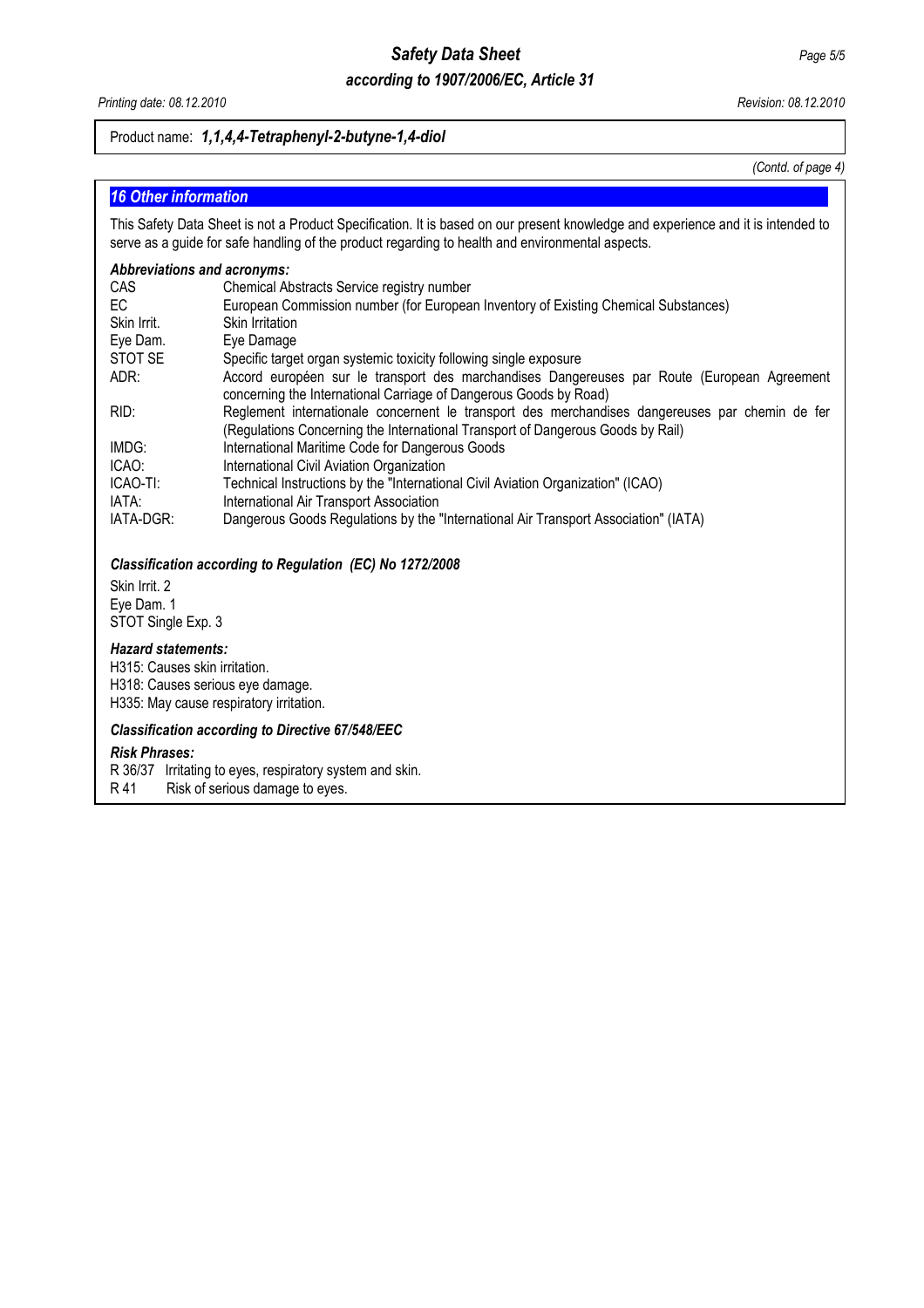Product name: ***1,1,4,4-Tetraphenyl-2-butyne-1,4-diol***

*(Contd. of page 4)*

## 16 Other information

This Safety Data Sheet is not a Product Specification. It is based on our present knowledge and experience and it is intended to serve as a guide for safe handling of the product regarding to health and environmental aspects.

### *Abbreviations and acronyms:*

| | |
|---|---|
| CAS | Chemical Abstracts Service registry number |
| EC | European Commission number (for European Inventory of Existing Chemical Substances) |
| Skin Irrit. | Skin Irritation |
| Eye Dam. | Eye Damage |
| STOT SE | Specific target organ systemic toxicity following single exposure |
| ADR: | Accord européen sur le transport des marchandises Dangereuses par Route (European Agreement concerning the International Carriage of Dangerous Goods by Road) |
| RID: | Reglement internationale concernent le transport des merchandises dangereuses par chemin de fer (Regulations Concerning the International Transport of Dangerous Goods by Rail) |
| IMDG: | International Maritime Code for Dangerous Goods |
| ICAO: | International Civil Aviation Organization |
| ICAO-TI: | Technical Instructions by the "International Civil Aviation Organization" (ICAO) |
| IATA: | International Air Transport Association |
| IATA-DGR: | Dangerous Goods Regulations by the "International Air Transport Association" (IATA) |

### *Classification according to Regulation (EC) No 1272/2008*

Skin Irrit. 2
Eye Dam. 1
STOT Single Exp. 3

### *Hazard statements:*

H315: Causes skin irritation.
H318: Causes serious eye damage.
H335: May cause respiratory irritation.

### *Classification according to Directive 67/548/EEC*

### *Risk Phrases:*

R 36/37 Irritating to eyes, respiratory system and skin.
R 41 Risk of serious damage to eyes.